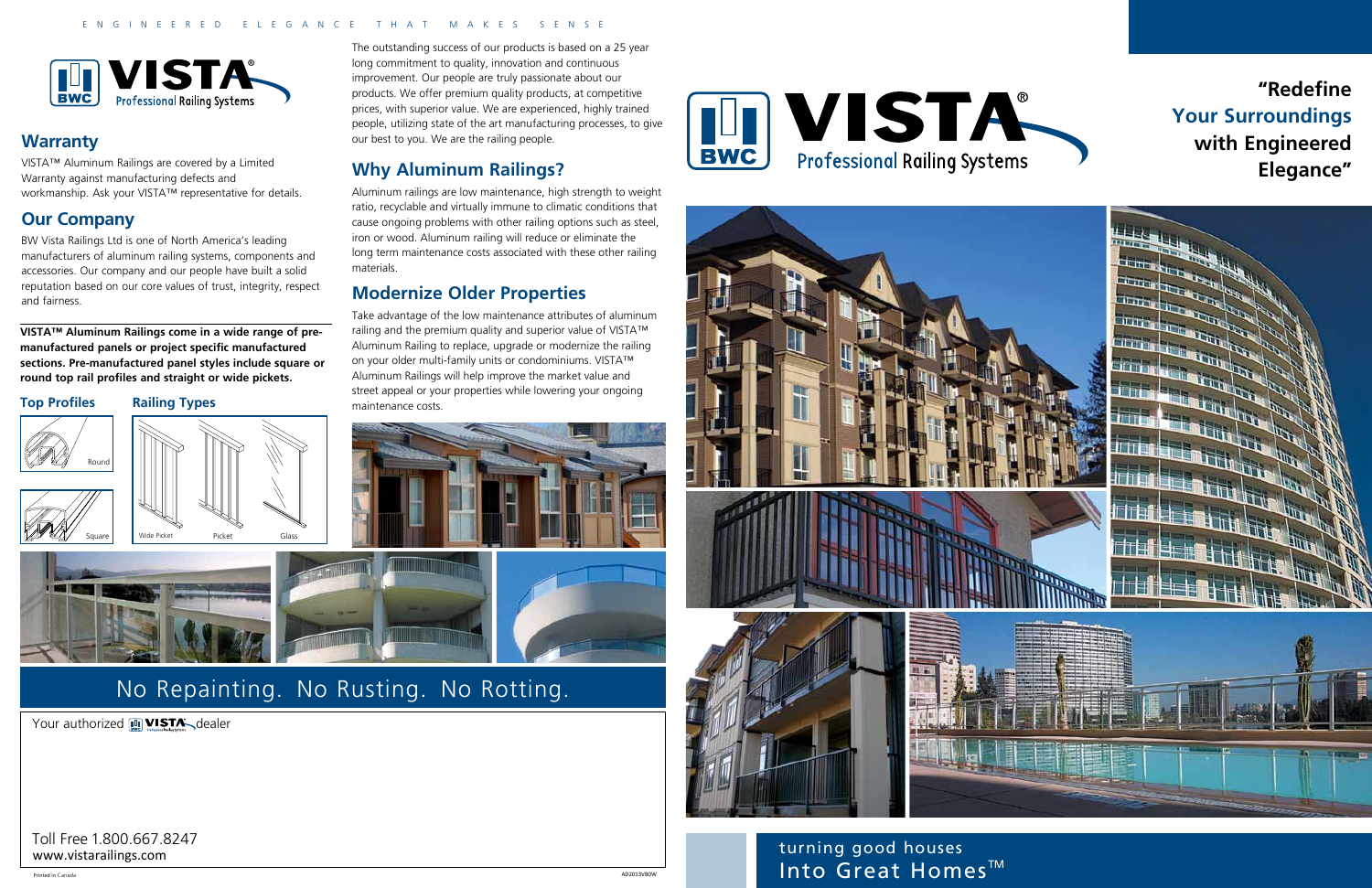ENGINEERED ELEGANCE THAT MAKES SENSE

VISTA® Professional Railing Systems

## Warranty

VISTA™ Aluminum Railings are covered by a Limited Warranty against manufacturing defects and workmanship. Ask your VISTA™ representative for details.

## Our Company

BW Vista Railings Ltd is one of North America's leading manufacturers of aluminum railing systems, components and accessories. Our company and our people have built a solid reputation based on our core values of trust, integrity, respect and fairness.

**VISTA™ Aluminum Railings come in a wide range of pre-manufactured panels or project specific manufactured sections. Pre-manufactured panel styles include square or round top rail profiles and straight or wide pickets.**

### Top Profiles

Round

Square

### Railing Types

Wide Picket

Picket

Glass

The outstanding success of our products is based on a 25 year long commitment to quality, innovation and continuous improvement. Our people are truly passionate about our products. We offer premium quality products, at competitive prices, with superior value. We are experienced, highly trained people, utilizing state of the art manufacturing processes, to give our best to you. We are the railing people.

## Why Aluminum Railings?

Aluminum railings are low maintenance, high strength to weight ratio, recyclable and virtually immune to climatic conditions that cause ongoing problems with other railing options such as steel, iron or wood. Aluminum railing will reduce or eliminate the long term maintenance costs associated with these other railing materials.

## Modernize Older Properties

Take advantage of the low maintenance attributes of aluminum railing and the premium quality and superior value of VISTA™ Aluminum Railing to replace, upgrade or modernize the railing on your older multi-family units or condominiums. VISTA™ Aluminum Railings will help improve the market value and street appeal or your properties while lowering your ongoing maintenance costs.

## No Repainting. No Rusting. No Rotting.

Your authorized VISTA dealer

Toll Free 1.800.667.8247
www.vistarailings.com

Printed in Canada

AD2013VB0W

VISTA® Professional Railing Systems

**"Redefine Your Surroundings with Engineered Elegance"**

turning good houses
Into Great Homes™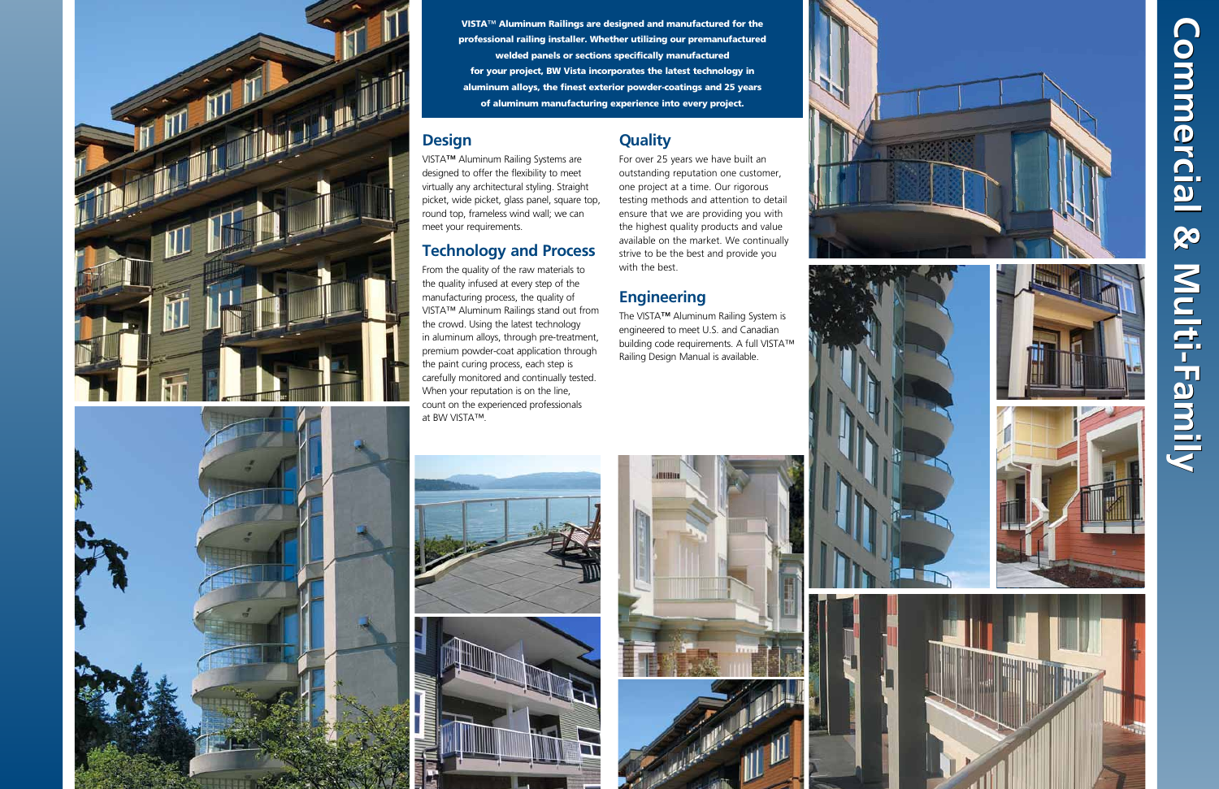# Commercial & Multi-Family

**VISTA™ Aluminum Railings are designed and manufactured for the professional railing installer. Whether utilizing our premanufactured welded panels or sections specifically manufactured for your project, BW Vista incorporates the latest technology in aluminum alloys, the finest exterior powder-coatings and 25 years of aluminum manufacturing experience into every project.**

## Design

VISTA™ Aluminum Railing Systems are designed to offer the flexibility to meet virtually any architectural styling. Straight picket, wide picket, glass panel, square top, round top, frameless wind wall; we can meet your requirements.

## Technology and Process

From the quality of the raw materials to the quality infused at every step of the manufacturing process, the quality of VISTA™ Aluminum Railings stand out from the crowd. Using the latest technology in aluminum alloys, through pre-treatment, premium powder-coat application through the paint curing process, each step is carefully monitored and continually tested. When your reputation is on the line, count on the experienced professionals at BW VISTA™.

## Quality

For over 25 years we have built an outstanding reputation one customer, one project at a time. Our rigorous testing methods and attention to detail ensure that we are providing you with the highest quality products and value available on the market. We continually strive to be the best and provide you with the best.

## Engineering

The VISTA™ Aluminum Railing System is engineered to meet U.S. and Canadian building code requirements. A full VISTA™ Railing Design Manual is available.